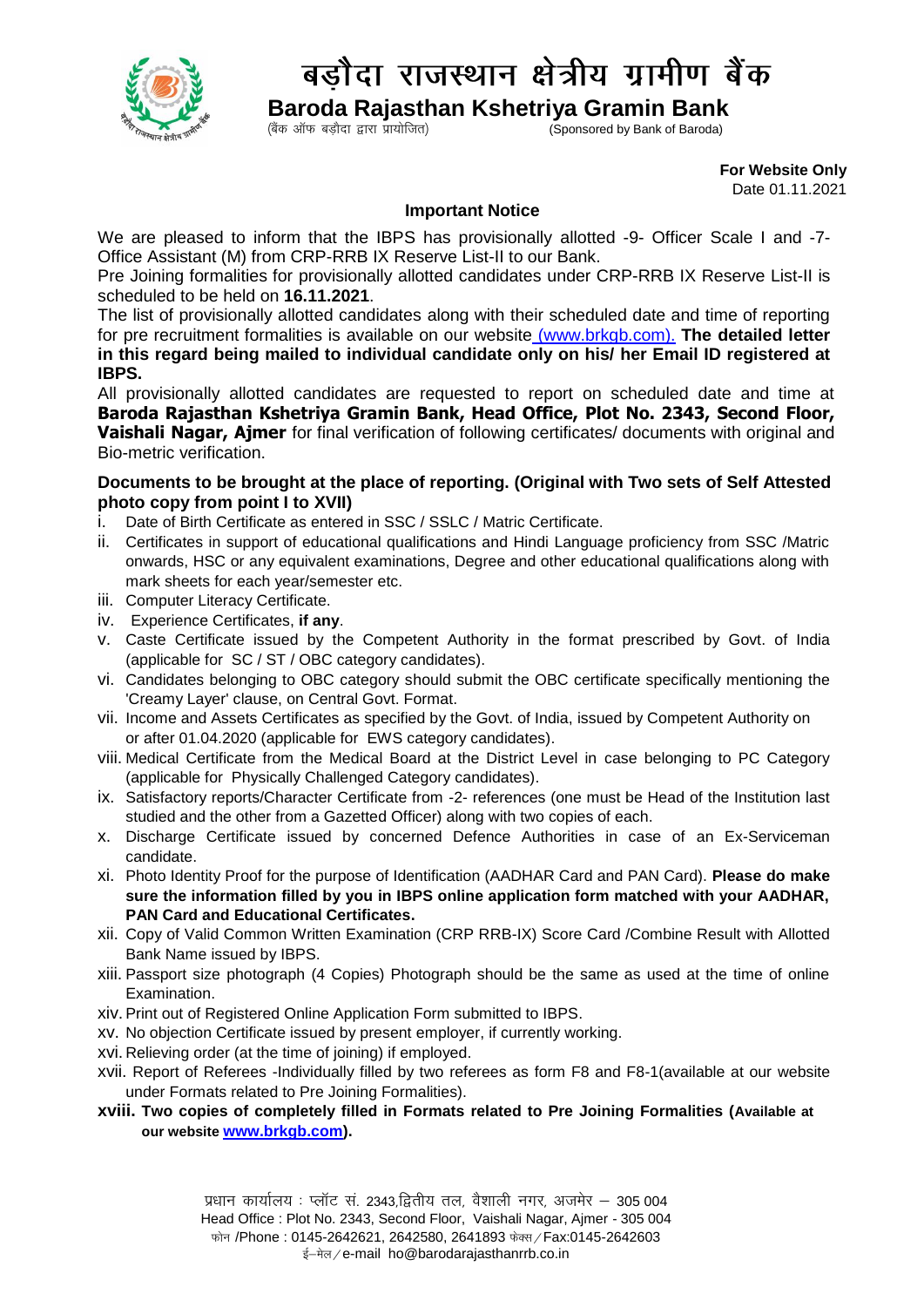# बड़ौदा राजस्थान क्षेत्रीय ग्रामीण बैंक

## Baroda Rajasthan Kshetriya Gramin Bank

(बैंक ऑफ बड़ौदा द्वारा प्रायोजित) (Sponsored by Bank of Baroda)

**For Website Only**
Date 01.11.2021

### Important Notice

We are pleased to inform that the IBPS has provisionally allotted -9- Officer Scale I and -7- Office Assistant (M) from CRP-RRB IX Reserve List-II to our Bank.

Pre Joining formalities for provisionally allotted candidates under CRP-RRB IX Reserve List-II is scheduled to be held on **16.11.2021**.

The list of provisionally allotted candidates along with their scheduled date and time of reporting for pre recruitment formalities is available on our website (www.brkgb.com). **The detailed letter in this regard being mailed to individual candidate only on his/ her Email ID registered at IBPS.**

All provisionally allotted candidates are requested to report on scheduled date and time at **Baroda Rajasthan Kshetriya Gramin Bank, Head Office, Plot No. 2343, Second Floor, Vaishali Nagar, Ajmer** for final verification of following certificates/ documents with original and Bio-metric verification.

**Documents to be brought at the place of reporting. (Original with Two sets of Self Attested photo copy from point I to XVII)**

i. Date of Birth Certificate as entered in SSC / SSLC / Matric Certificate.
ii. Certificates in support of educational qualifications and Hindi Language proficiency from SSC /Matric onwards, HSC or any equivalent examinations, Degree and other educational qualifications along with mark sheets for each year/semester etc.
iii. Computer Literacy Certificate.
iv. Experience Certificates, **if any**.
v. Caste Certificate issued by the Competent Authority in the format prescribed by Govt. of India (applicable for SC / ST / OBC category candidates).
vi. Candidates belonging to OBC category should submit the OBC certificate specifically mentioning the 'Creamy Layer' clause, on Central Govt. Format.
vii. Income and Assets Certificates as specified by the Govt. of India, issued by Competent Authority on or after 01.04.2020 (applicable for EWS category candidates).
viii. Medical Certificate from the Medical Board at the District Level in case belonging to PC Category (applicable for Physically Challenged Category candidates).
ix. Satisfactory reports/Character Certificate from -2- references (one must be Head of the Institution last studied and the other from a Gazetted Officer) along with two copies of each.
x. Discharge Certificate issued by concerned Defence Authorities in case of an Ex-Serviceman candidate.
xi. Photo Identity Proof for the purpose of Identification (AADHAR Card and PAN Card). **Please do make sure the information filled by you in IBPS online application form matched with your AADHAR, PAN Card and Educational Certificates.**
xii. Copy of Valid Common Written Examination (CRP RRB-IX) Score Card /Combine Result with Allotted Bank Name issued by IBPS.
xiii. Passport size photograph (4 Copies) Photograph should be the same as used at the time of online Examination.
xiv. Print out of Registered Online Application Form submitted to IBPS.
xv. No objection Certificate issued by present employer, if currently working.
xvi. Relieving order (at the time of joining) if employed.
xvii. Report of Referees -Individually filled by two referees as form F8 and F8-1(available at our website under Formats related to Pre Joining Formalities).
**xviii. Two copies of completely filled in Formats related to Pre Joining Formalities (Available at our website www.brkgb.com).**

प्रधान कार्यालय : प्लॉट सं. 2343,द्वितीय तल, वैशाली नगर, अजमेर – 305 004
Head Office : Plot No. 2343, Second Floor, Vaishali Nagar, Ajmer - 305 004
फोन /Phone : 0145-2642621, 2642580, 2641893 फेक्स / Fax:0145-2642603
ई–मेल / e-mail ho@barodarajasthanrrb.co.in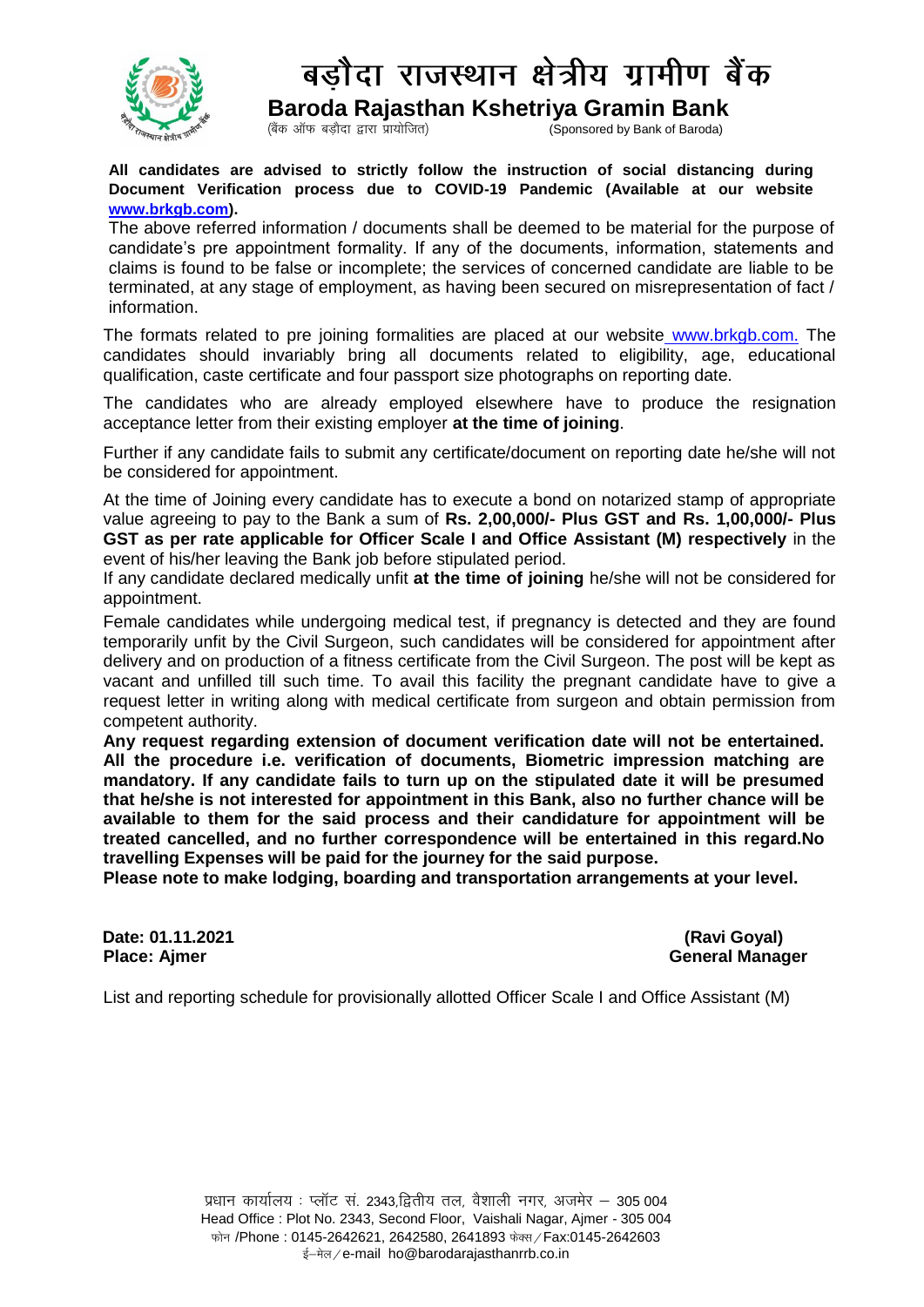# बड़ौदा राजस्थान क्षेत्रीय ग्रामीण बैंक

## Baroda Rajasthan Kshetriya Gramin Bank

(बैंक ऑफ बड़ौदा द्वारा प्रायोजित) (Sponsored by Bank of Baroda)

**All candidates are advised to strictly follow the instruction of social distancing during Document Verification process due to COVID-19 Pandemic (Available at our website [www.brkgb.com](http://www.brkgb.com)).**

The above referred information / documents shall be deemed to be material for the purpose of candidate's pre appointment formality. If any of the documents, information, statements and claims is found to be false or incomplete; the services of concerned candidate are liable to be terminated, at any stage of employment, as having been secured on misrepresentation of fact / information.

The formats related to pre joining formalities are placed at our website www.brkgb.com. The candidates should invariably bring all documents related to eligibility, age, educational qualification, caste certificate and four passport size photographs on reporting date.

The candidates who are already employed elsewhere have to produce the resignation acceptance letter from their existing employer **at the time of joining**.

Further if any candidate fails to submit any certificate/document on reporting date he/she will not be considered for appointment.

At the time of Joining every candidate has to execute a bond on notarized stamp of appropriate value agreeing to pay to the Bank a sum of **Rs. 2,00,000/- Plus GST and Rs. 1,00,000/- Plus GST as per rate applicable for Officer Scale I and Office Assistant (M) respectively** in the event of his/her leaving the Bank job before stipulated period.

If any candidate declared medically unfit **at the time of joining** he/she will not be considered for appointment.

Female candidates while undergoing medical test, if pregnancy is detected and they are found temporarily unfit by the Civil Surgeon, such candidates will be considered for appointment after delivery and on production of a fitness certificate from the Civil Surgeon. The post will be kept as vacant and unfilled till such time. To avail this facility the pregnant candidate have to give a request letter in writing along with medical certificate from surgeon and obtain permission from competent authority.

**Any request regarding extension of document verification date will not be entertained. All the procedure i.e. verification of documents, Biometric impression matching are mandatory. If any candidate fails to turn up on the stipulated date it will be presumed that he/she is not interested for appointment in this Bank, also no further chance will be available to them for the said process and their candidature for appointment will be treated cancelled, and no further correspondence will be entertained in this regard.No travelling Expenses will be paid for the journey for the said purpose.**

**Please note to make lodging, boarding and transportation arrangements at your level.**

**Date: 01.11.2021**
**Place: Ajmer**

**(Ravi Goyal)**
**General Manager**

List and reporting schedule for provisionally allotted Officer Scale I and Office Assistant (M)

प्रधान कार्यालय : प्लॉट सं. 2343,द्वितीय तल, वैशाली नगर, अजमेर – 305 004
Head Office : Plot No. 2343, Second Floor, Vaishali Nagar, Ajmer - 305 004
फोन /Phone : 0145-2642621, 2642580, 2641893 फेक्स / Fax:0145-2642603
ई–मेल / e-mail ho@barodarajasthanrrb.co.in